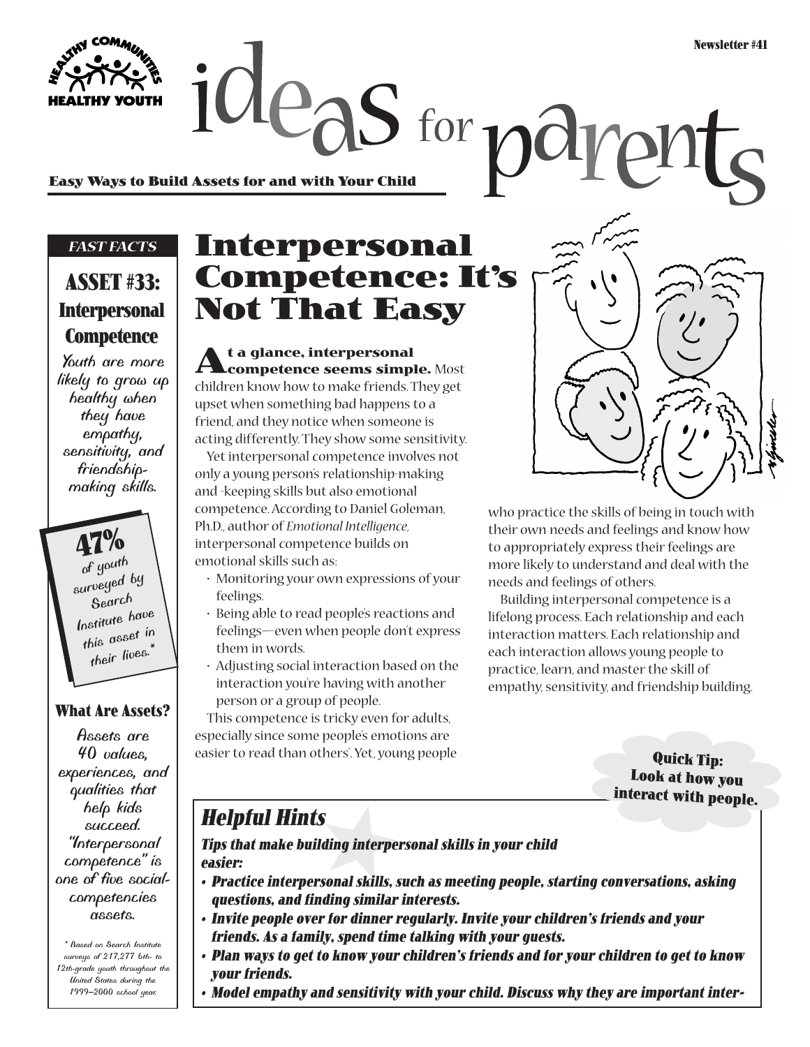Newsletter #41

# ideas for parents

**Easy Ways to Build Assets for and with Your Child**

*FAST FACTS*

## ASSET #33: Interpersonal Competence

Youth are more likely to grow up healthy when they have empathy, sensitivity, and friendship-making skills.

**47%** of youth surveyed by Search Institute have this asset in their lives.*

### What Are Assets?

Assets are 40 values, experiences, and qualities that help kids succeed. "Interpersonal competence" is one of five social-competencies assets.

\* Based on Search Institute surveys of 217,277 6th- to 12th-grade youth throughout the United States during the 1999–2000 school year.

# Interpersonal Competence: It's Not That Easy

**At a glance, interpersonal competence seems simple.** Most children know how to make friends. They get upset when something bad happens to a friend, and they notice when someone is acting differently. They show some sensitivity.

Yet interpersonal competence involves not only a young person's relationship-making and -keeping skills but also emotional competence. According to Daniel Goleman, Ph.D., author of *Emotional Intelligence*, interpersonal competence builds on emotional skills such as:

- Monitoring your own expressions of your feelings.
- Being able to read people's reactions and feelings—even when people don't express them in words.
- Adjusting social interaction based on the interaction you're having with another person or a group of people.

This competence is tricky even for adults, especially since some people's emotions are easier to read than others'. Yet, young people who practice the skills of being in touch with their own needs and feelings and know how to appropriately express their feelings are more likely to understand and deal with the needs and feelings of others.

Building interpersonal competence is a lifelong process. Each relationship and each interaction matters. Each relationship and each interaction allows young people to practice, learn, and master the skill of empathy, sensitivity, and friendship building.

**Quick Tip: Look at how you interact with people.**

## *Helpful Hints*

***Tips that make building interpersonal skills in your child easier:***

- ***Practice interpersonal skills, such as meeting people, starting conversations, asking questions, and finding similar interests.***
- ***Invite people over for dinner regularly. Invite your children's friends and your friends. As a family, spend time talking with your guests.***
- ***Plan ways to get to know your children's friends and for your children to get to know your friends.***
- ***Model empathy and sensitivity with your child. Discuss why they are important inter-***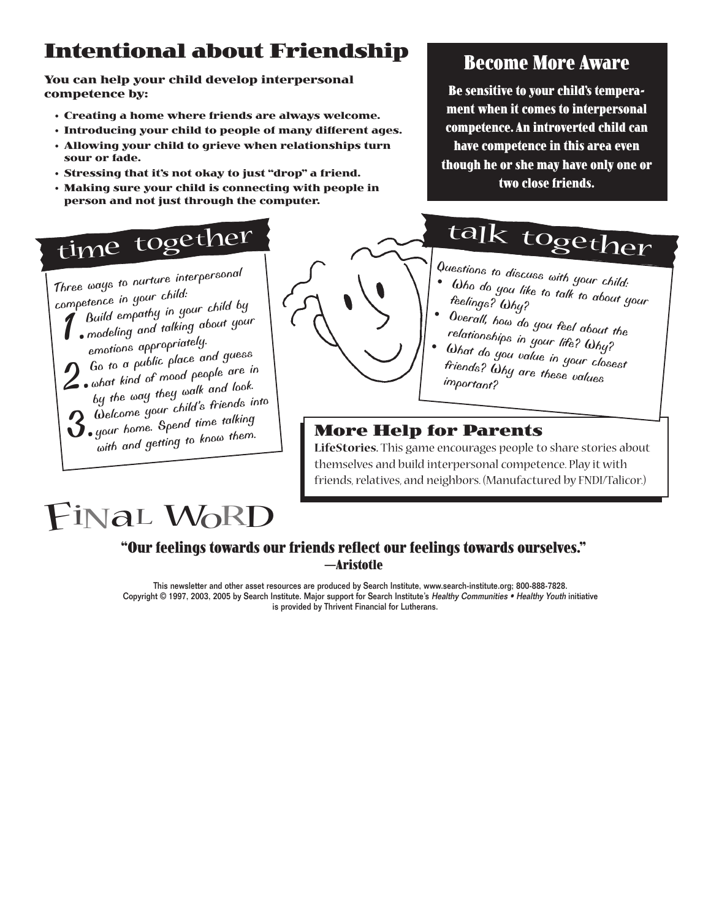## Intentional about Friendship

**You can help your child develop interpersonal competence by:**

- **Creating a home where friends are always welcome.**
- **Introducing your child to people of many different ages.**
- **Allowing your child to grieve when relationships turn sour or fade.**
- **Stressing that it's not okay to just "drop" a friend.**
- **Making sure your child is connecting with people in person and not just through the computer.**

## Become More Aware

**Be sensitive to your child's temperament when it comes to interpersonal competence. An introverted child can have competence in this area even though he or she may have only one or two close friends.**

## time together

Three ways to nurture interpersonal competence in your child:

1. Build empathy in your child by modeling and talking about your emotions appropriately.
2. Go to a public place and guess what kind of mood people are in by the way they walk and look.
3. Welcome your child's friends into your home. Spend time talking with and getting to know them.

## talk together

Questions to discuss with your child:

- Who do you like to talk to about your feelings? Why?
- Overall, how do you feel about the relationships in your life? Why?
- What do you value in your closest friends? Why are these values important?

### More Help for Parents

**LifeStories.** This game encourages people to share stories about themselves and build interpersonal competence. Play it with friends, relatives, and neighbors. (Manufactured by FNDI/Talicor.)

## Final Word

**"Our feelings towards our friends reflect our feelings towards ourselves."**
**—Aristotle**

This newsletter and other asset resources are produced by Search Institute, www.search-institute.org; 800-888-7828. Copyright © 1997, 2003, 2005 by Search Institute. Major support for Search Institute's *Healthy Communities • Healthy Youth* initiative is provided by Thrivent Financial for Lutherans.